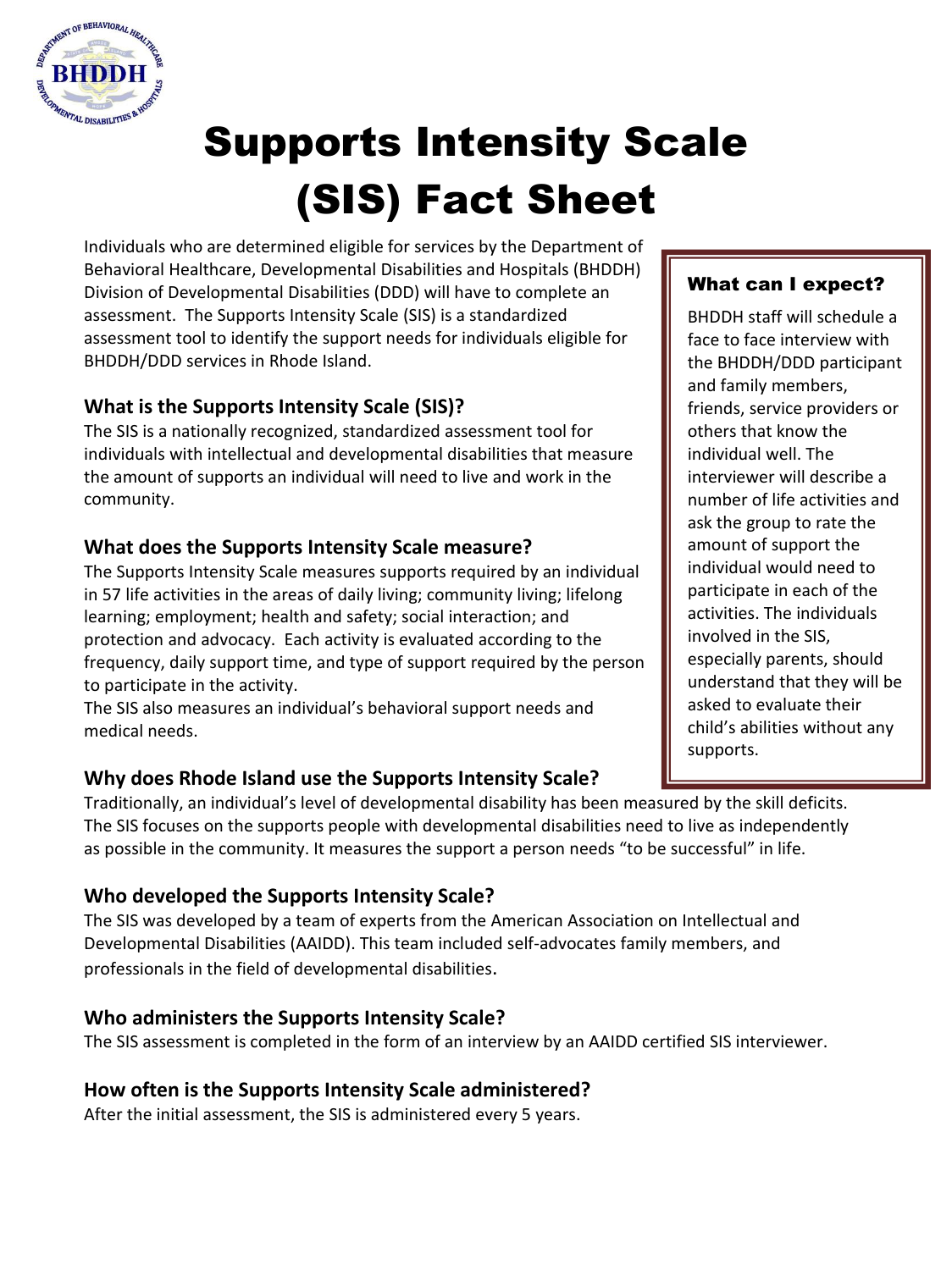# Supports Intensity Scale (SIS) Fact Sheet

Individuals who are determined eligible for services by the Department of Behavioral Healthcare, Developmental Disabilities and Hospitals (BHDDH) Division of Developmental Disabilities (DDD) will have to complete an assessment. The Supports Intensity Scale (SIS) is a standardized assessment tool to identify the support needs for individuals eligible for BHDDH/DDD services in Rhode Island.

### What is the Supports Intensity Scale (SIS)?

The SIS is a nationally recognized, standardized assessment tool for individuals with intellectual and developmental disabilities that measure the amount of supports an individual will need to live and work in the community.

### What does the Supports Intensity Scale measure?

The Supports Intensity Scale measures supports required by an individual in 57 life activities in the areas of daily living; community living; lifelong learning; employment; health and safety; social interaction; and protection and advocacy. Each activity is evaluated according to the frequency, daily support time, and type of support required by the person to participate in the activity.

The SIS also measures an individual's behavioral support needs and medical needs.

### What can I expect?

BHDDH staff will schedule a face to face interview with the BHDDH/DDD participant and family members, friends, service providers or others that know the individual well. The interviewer will describe a number of life activities and ask the group to rate the amount of support the individual would need to participate in each of the activities. The individuals involved in the SIS, especially parents, should understand that they will be asked to evaluate their child's abilities without any supports.

### Why does Rhode Island use the Supports Intensity Scale?

Traditionally, an individual's level of developmental disability has been measured by the skill deficits. The SIS focuses on the supports people with developmental disabilities need to live as independently as possible in the community. It measures the support a person needs "to be successful" in life.

### Who developed the Supports Intensity Scale?

The SIS was developed by a team of experts from the American Association on Intellectual and Developmental Disabilities (AAIDD). This team included self-advocates family members, and professionals in the field of developmental disabilities.

### Who administers the Supports Intensity Scale?

The SIS assessment is completed in the form of an interview by an AAIDD certified SIS interviewer.

### How often is the Supports Intensity Scale administered?

After the initial assessment, the SIS is administered every 5 years.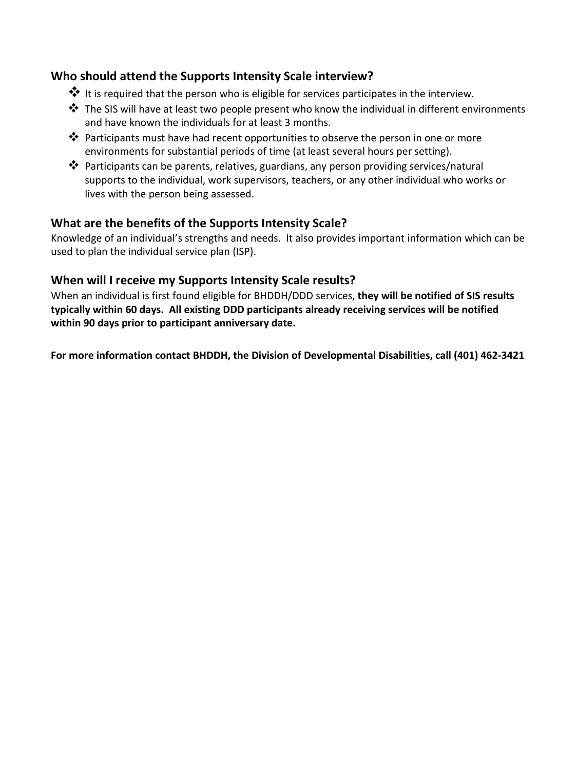### Who should attend the Supports Intensity Scale interview?

- It is required that the person who is eligible for services participates in the interview.
- The SIS will have at least two people present who know the individual in different environments and have known the individuals for at least 3 months.
- Participants must have had recent opportunities to observe the person in one or more environments for substantial periods of time (at least several hours per setting).
- Participants can be parents, relatives, guardians, any person providing services/natural supports to the individual, work supervisors, teachers, or any other individual who works or lives with the person being assessed.

### What are the benefits of the Supports Intensity Scale?

Knowledge of an individual's strengths and needs. It also provides important information which can be used to plan the individual service plan (ISP).

### When will I receive my Supports Intensity Scale results?

When an individual is first found eligible for BHDDH/DDD services, **they will be notified of SIS results typically within 60 days. All existing DDD participants already receiving services will be notified within 90 days prior to participant anniversary date.**

**For more information contact BHDDH, the Division of Developmental Disabilities, call (401) 462-3421**